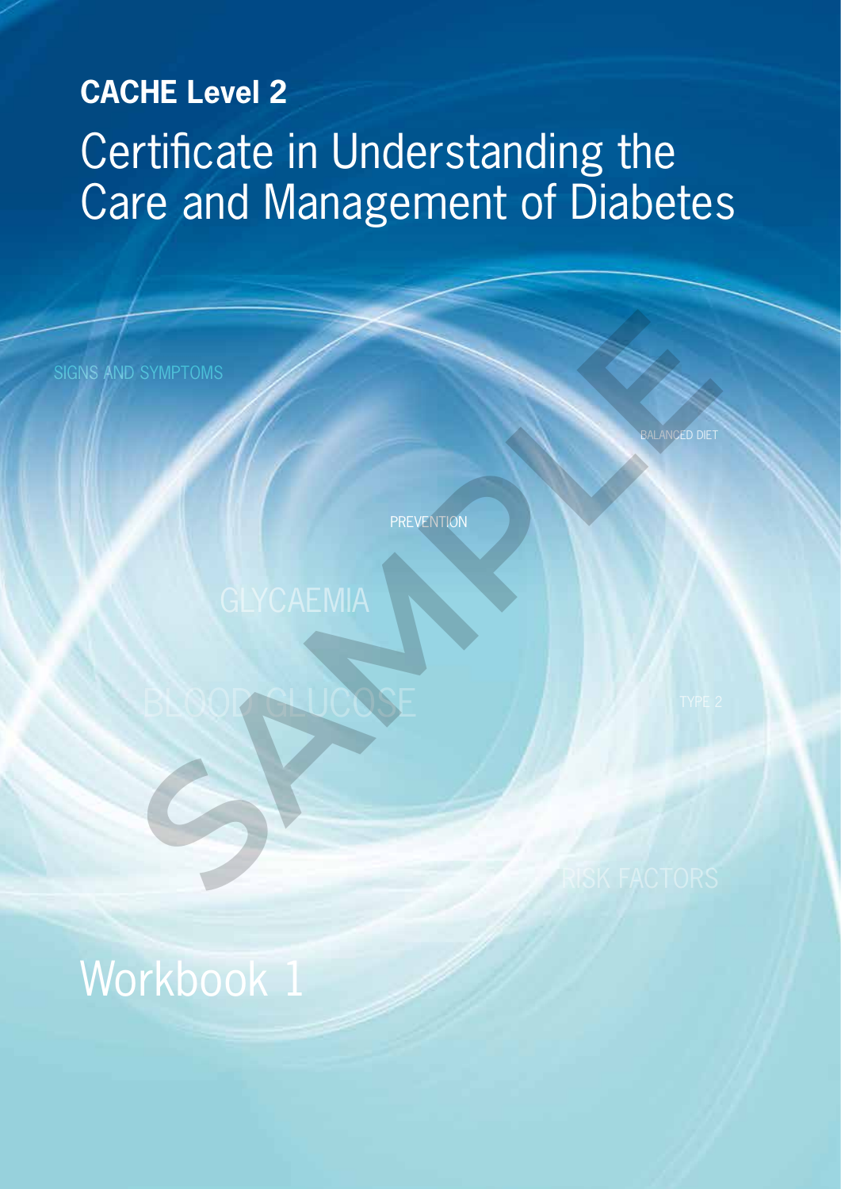**CACHE Level 2**

# Certificate in Understanding the Care and Management of Diabetes

SIGNS AND SYMPTOMS

BALANCED DIET

PREVENTION

GLYCAEMIA

BLOOD GLUCOSE

TYPE 2

RISK FACTORS

## Workbook 1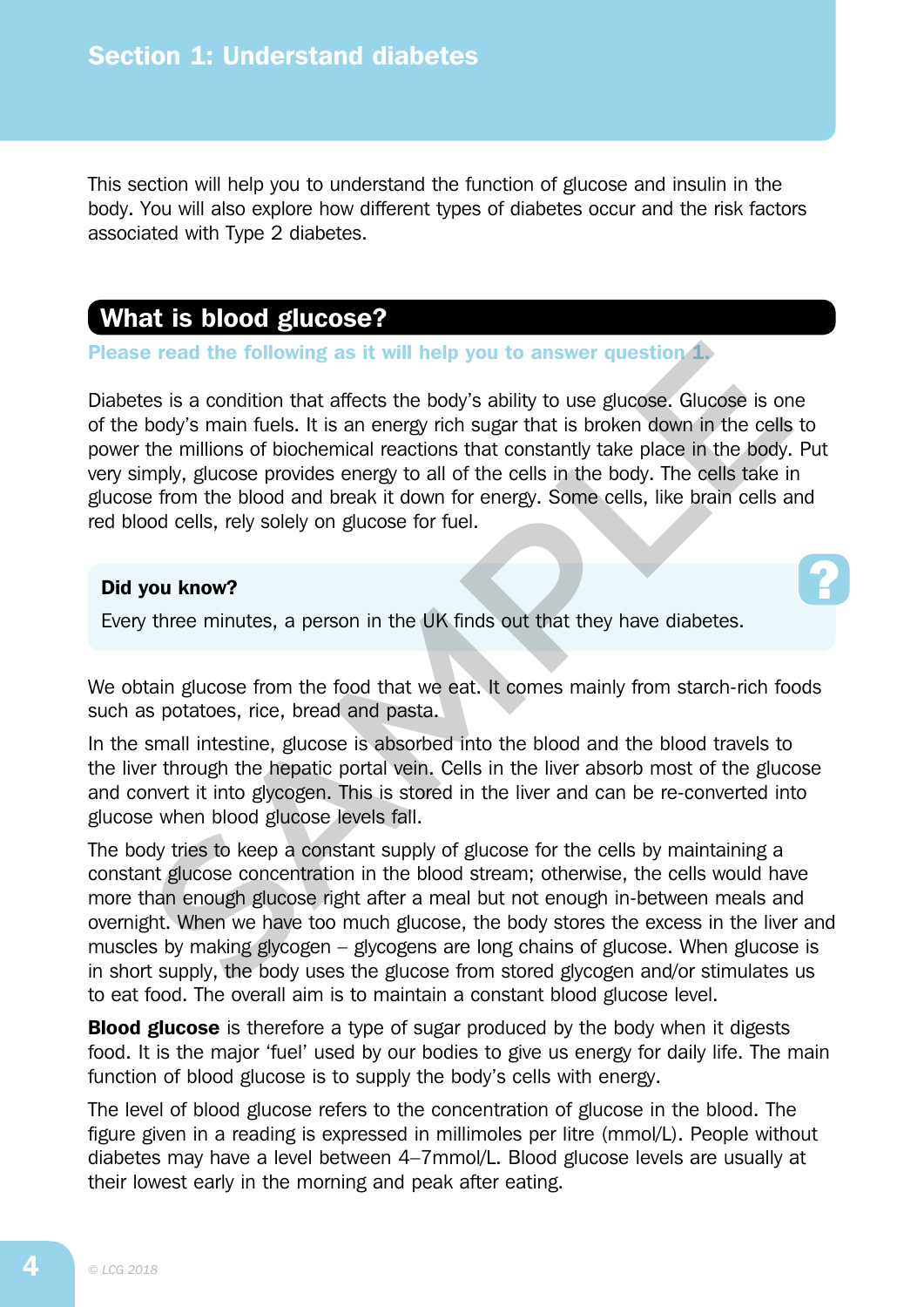# Section 1: Understand diabetes

This section will help you to understand the function of glucose and insulin in the body. You will also explore how different types of diabetes occur and the risk factors associated with Type 2 diabetes.

## What is blood glucose?

**Please read the following as it will help you to answer question 1.**

Diabetes is a condition that affects the body's ability to use glucose. Glucose is one of the body's main fuels. It is an energy rich sugar that is broken down in the cells to power the millions of biochemical reactions that constantly take place in the body. Put very simply, glucose provides energy to all of the cells in the body. The cells take in glucose from the blood and break it down for energy. Some cells, like brain cells and red blood cells, rely solely on glucose for fuel.

**Did you know?**

Every three minutes, a person in the UK finds out that they have diabetes.

We obtain glucose from the food that we eat. It comes mainly from starch-rich foods such as potatoes, rice, bread and pasta.

In the small intestine, glucose is absorbed into the blood and the blood travels to the liver through the hepatic portal vein. Cells in the liver absorb most of the glucose and convert it into glycogen. This is stored in the liver and can be re-converted into glucose when blood glucose levels fall.

The body tries to keep a constant supply of glucose for the cells by maintaining a constant glucose concentration in the blood stream; otherwise, the cells would have more than enough glucose right after a meal but not enough in-between meals and overnight. When we have too much glucose, the body stores the excess in the liver and muscles by making glycogen – glycogens are long chains of glucose. When glucose is in short supply, the body uses the glucose from stored glycogen and/or stimulates us to eat food. The overall aim is to maintain a constant blood glucose level.

**Blood glucose** is therefore a type of sugar produced by the body when it digests food. It is the major 'fuel' used by our bodies to give us energy for daily life. The main function of blood glucose is to supply the body's cells with energy.

The level of blood glucose refers to the concentration of glucose in the blood. The figure given in a reading is expressed in millimoles per litre (mmol/L). People without diabetes may have a level between 4–7mmol/L. Blood glucose levels are usually at their lowest early in the morning and peak after eating.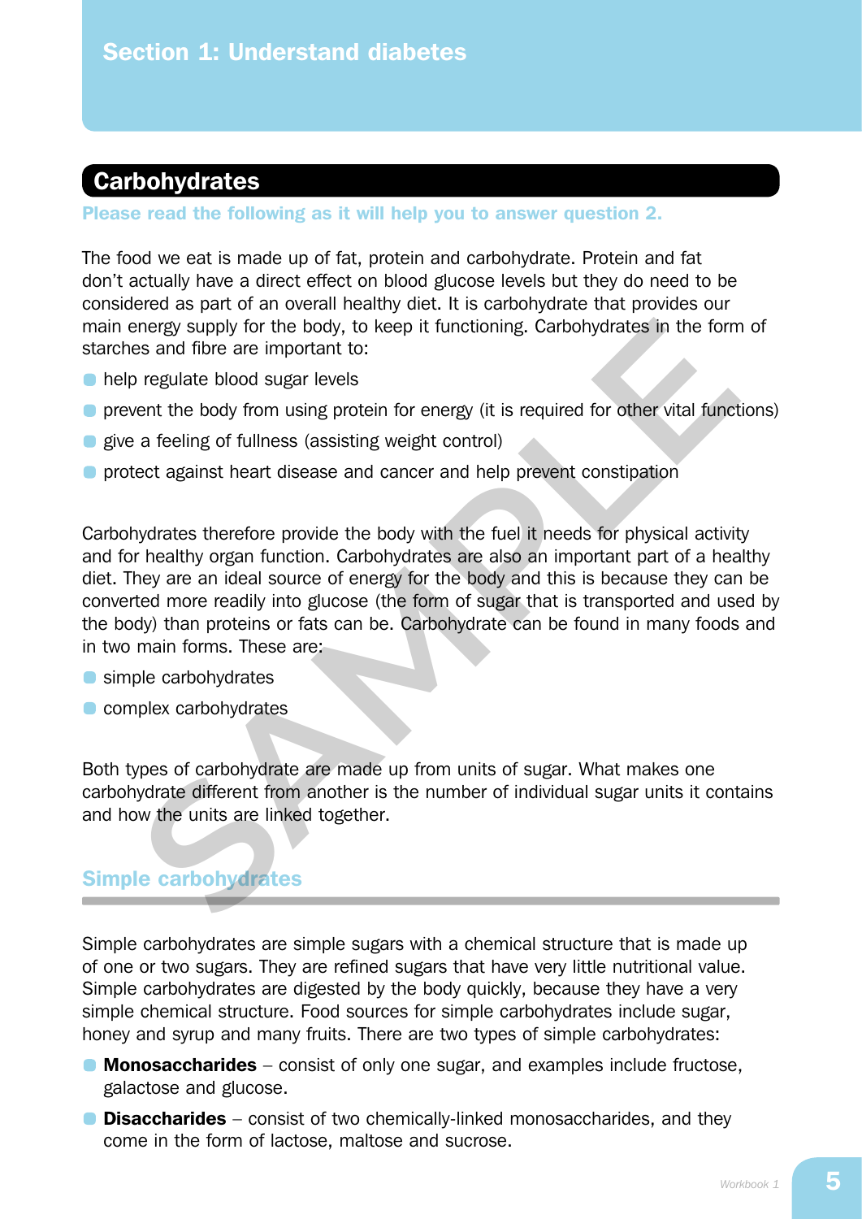## Section 1: Understand diabetes

### Carbohydrates

**Please read the following as it will help you to answer question 2.**

The food we eat is made up of fat, protein and carbohydrate. Protein and fat don't actually have a direct effect on blood glucose levels but they do need to be considered as part of an overall healthy diet. It is carbohydrate that provides our main energy supply for the body, to keep it functioning. Carbohydrates in the form of starches and fibre are important to:

- help regulate blood sugar levels
- prevent the body from using protein for energy (it is required for other vital functions)
- give a feeling of fullness (assisting weight control)
- protect against heart disease and cancer and help prevent constipation

Carbohydrates therefore provide the body with the fuel it needs for physical activity and for healthy organ function. Carbohydrates are also an important part of a healthy diet. They are an ideal source of energy for the body and this is because they can be converted more readily into glucose (the form of sugar that is transported and used by the body) than proteins or fats can be. Carbohydrate can be found in many foods and in two main forms. These are:

- simple carbohydrates
- complex carbohydrates

Both types of carbohydrate are made up from units of sugar. What makes one carbohydrate different from another is the number of individual sugar units it contains and how the units are linked together.

#### Simple carbohydrates

Simple carbohydrates are simple sugars with a chemical structure that is made up of one or two sugars. They are refined sugars that have very little nutritional value. Simple carbohydrates are digested by the body quickly, because they have a very simple chemical structure. Food sources for simple carbohydrates include sugar, honey and syrup and many fruits. There are two types of simple carbohydrates:

- **Monosaccharides** – consist of only one sugar, and examples include fructose, galactose and glucose.
- **Disaccharides** – consist of two chemically-linked monosaccharides, and they come in the form of lactose, maltose and sucrose.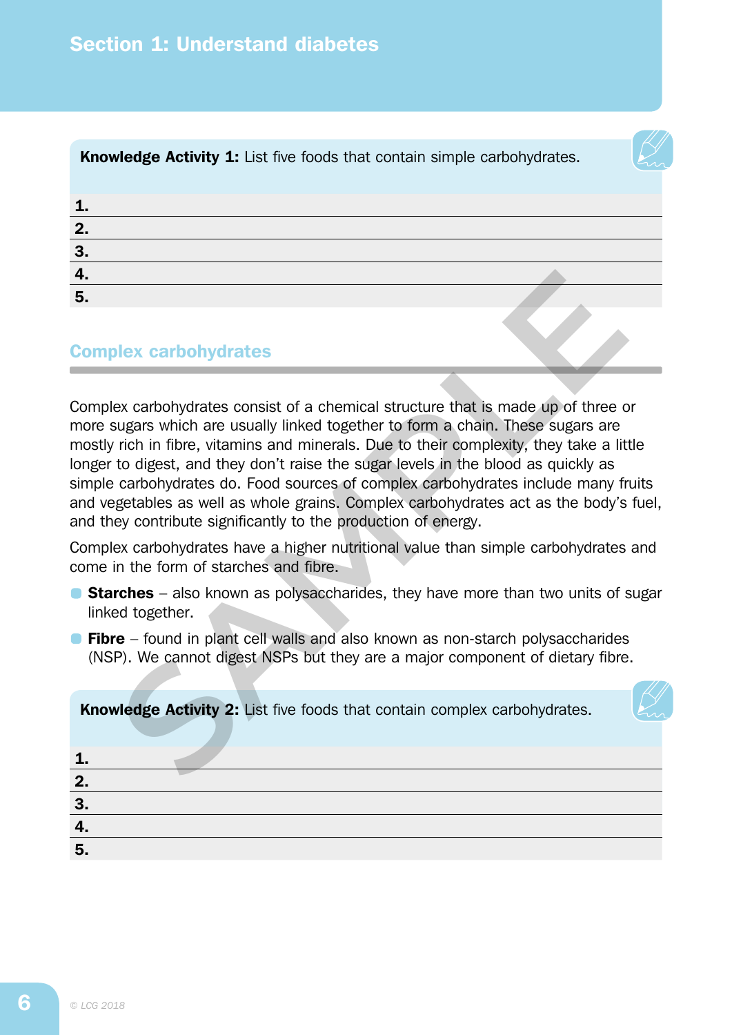**Knowledge Activity 1:** List five foods that contain simple carbohydrates.

**1.**

**2.**

**3.**

**4.**

**5.**

## Complex carbohydrates

Complex carbohydrates consist of a chemical structure that is made up of three or more sugars which are usually linked together to form a chain. These sugars are mostly rich in fibre, vitamins and minerals. Due to their complexity, they take a little longer to digest, and they don't raise the sugar levels in the blood as quickly as simple carbohydrates do. Food sources of complex carbohydrates include many fruits and vegetables as well as whole grains. Complex carbohydrates act as the body's fuel, and they contribute significantly to the production of energy.

Complex carbohydrates have a higher nutritional value than simple carbohydrates and come in the form of starches and fibre.

- **Starches** – also known as polysaccharides, they have more than two units of sugar linked together.
- **Fibre** – found in plant cell walls and also known as non-starch polysaccharides (NSP). We cannot digest NSPs but they are a major component of dietary fibre.

**Knowledge Activity 2:** List five foods that contain complex carbohydrates.

**1.**

**2.**

**3.**

**4.**

**5.**

© LCG 2018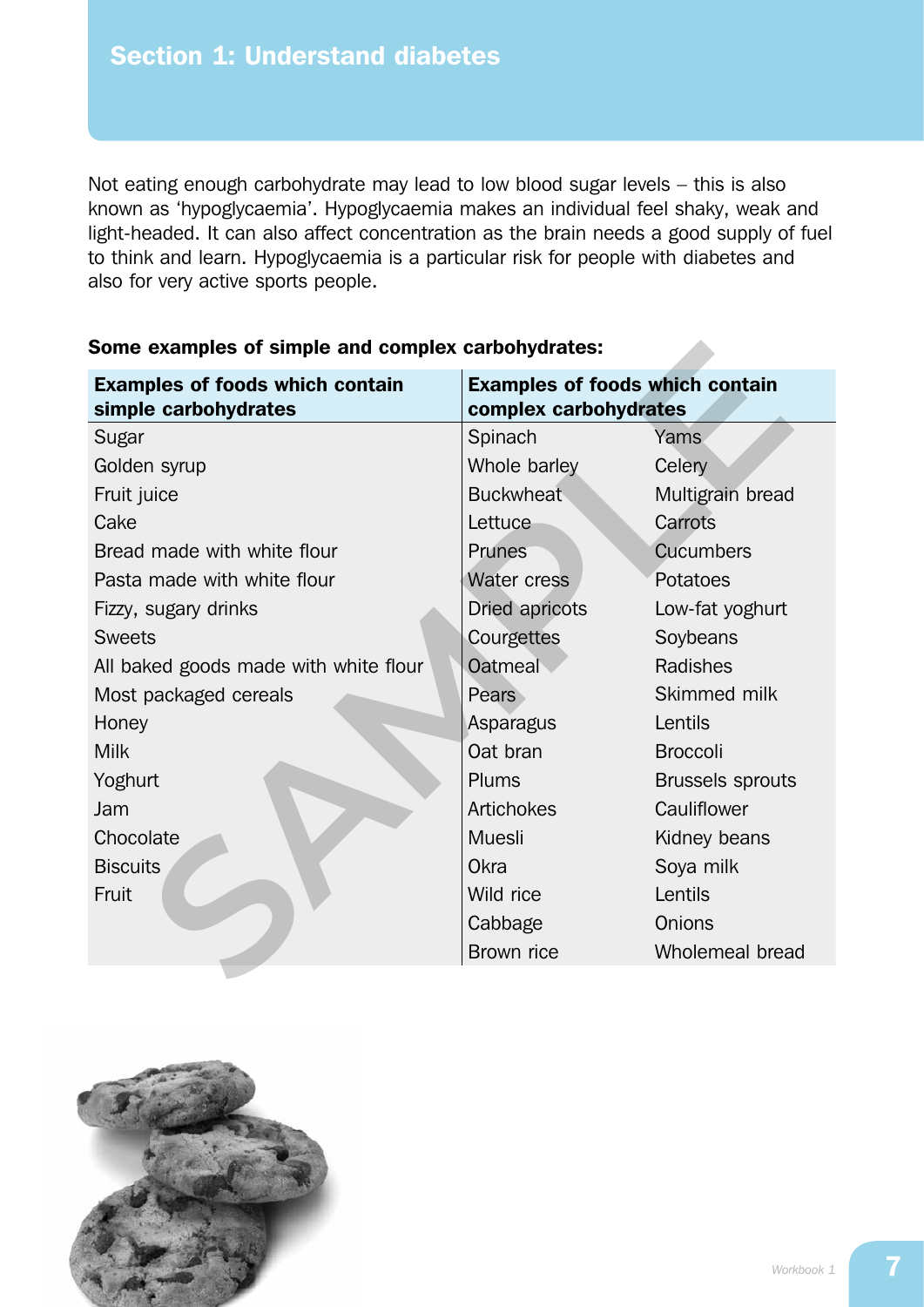## Section 1: Understand diabetes

Not eating enough carbohydrate may lead to low blood sugar levels – this is also known as 'hypoglycaemia'. Hypoglycaemia makes an individual feel shaky, weak and light-headed. It can also affect concentration as the brain needs a good supply of fuel to think and learn. Hypoglycaemia is a particular risk for people with diabetes and also for very active sports people.

**Some examples of simple and complex carbohydrates:**

| Examples of foods which contain simple carbohydrates | Examples of foods which contain complex carbohydrates | |
|---|---|---|
| Sugar | Spinach | Yams |
| Golden syrup | Whole barley | Celery |
| Fruit juice | Buckwheat | Multigrain bread |
| Cake | Lettuce | Carrots |
| Bread made with white flour | Prunes | Cucumbers |
| Pasta made with white flour | Water cress | Potatoes |
| Fizzy, sugary drinks | Dried apricots | Low-fat yoghurt |
| Sweets | Courgettes | Soybeans |
| All baked goods made with white flour | Oatmeal | Radishes |
| Most packaged cereals | Pears | Skimmed milk |
| Honey | Asparagus | Lentils |
| Milk | Oat bran | Broccoli |
| Yoghurt | Plums | Brussels sprouts |
| Jam | Artichokes | Cauliflower |
| Chocolate | Muesli | Kidney beans |
| Biscuits | Okra | Soya milk |
| Fruit | Wild rice | Lentils |
| | Cabbage | Onions |
| | Brown rice | Wholemeal bread |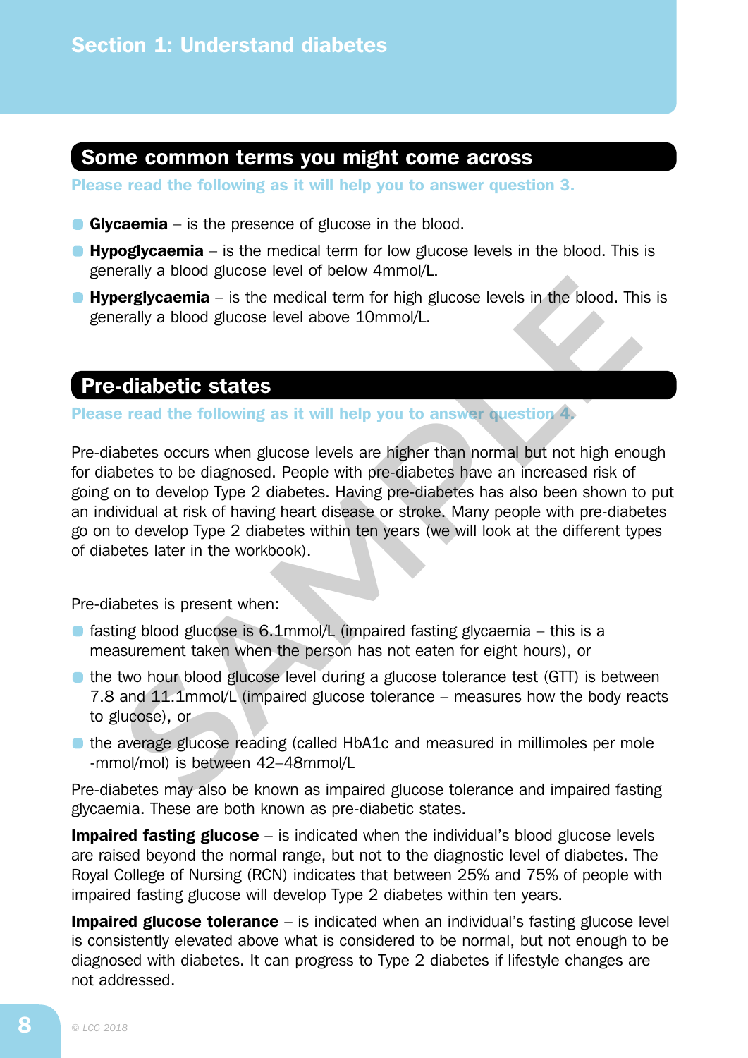## Some common terms you might come across

**Please read the following as it will help you to answer question 3.**

- **Glycaemia** – is the presence of glucose in the blood.
- **Hypoglycaemia** – is the medical term for low glucose levels in the blood. This is generally a blood glucose level of below 4mmol/L.
- **Hyperglycaemia** – is the medical term for high glucose levels in the blood. This is generally a blood glucose level above 10mmol/L.

## Pre-diabetic states

**Please read the following as it will help you to answer question 4.**

Pre-diabetes occurs when glucose levels are higher than normal but not high enough for diabetes to be diagnosed. People with pre-diabetes have an increased risk of going on to develop Type 2 diabetes. Having pre-diabetes has also been shown to put an individual at risk of having heart disease or stroke. Many people with pre-diabetes go on to develop Type 2 diabetes within ten years (we will look at the different types of diabetes later in the workbook).

Pre-diabetes is present when:

- fasting blood glucose is 6.1mmol/L (impaired fasting glycaemia – this is a measurement taken when the person has not eaten for eight hours), or
- the two hour blood glucose level during a glucose tolerance test (GTT) is between 7.8 and 11.1mmol/L (impaired glucose tolerance – measures how the body reacts to glucose), or
- the average glucose reading (called HbA1c and measured in millimoles per mole -mmol/mol) is between 42–48mmol/L

Pre-diabetes may also be known as impaired glucose tolerance and impaired fasting glycaemia. These are both known as pre-diabetic states.

**Impaired fasting glucose** – is indicated when the individual's blood glucose levels are raised beyond the normal range, but not to the diagnostic level of diabetes. The Royal College of Nursing (RCN) indicates that between 25% and 75% of people with impaired fasting glucose will develop Type 2 diabetes within ten years.

**Impaired glucose tolerance** – is indicated when an individual's fasting glucose level is consistently elevated above what is considered to be normal, but not enough to be diagnosed with diabetes. It can progress to Type 2 diabetes if lifestyle changes are not addressed.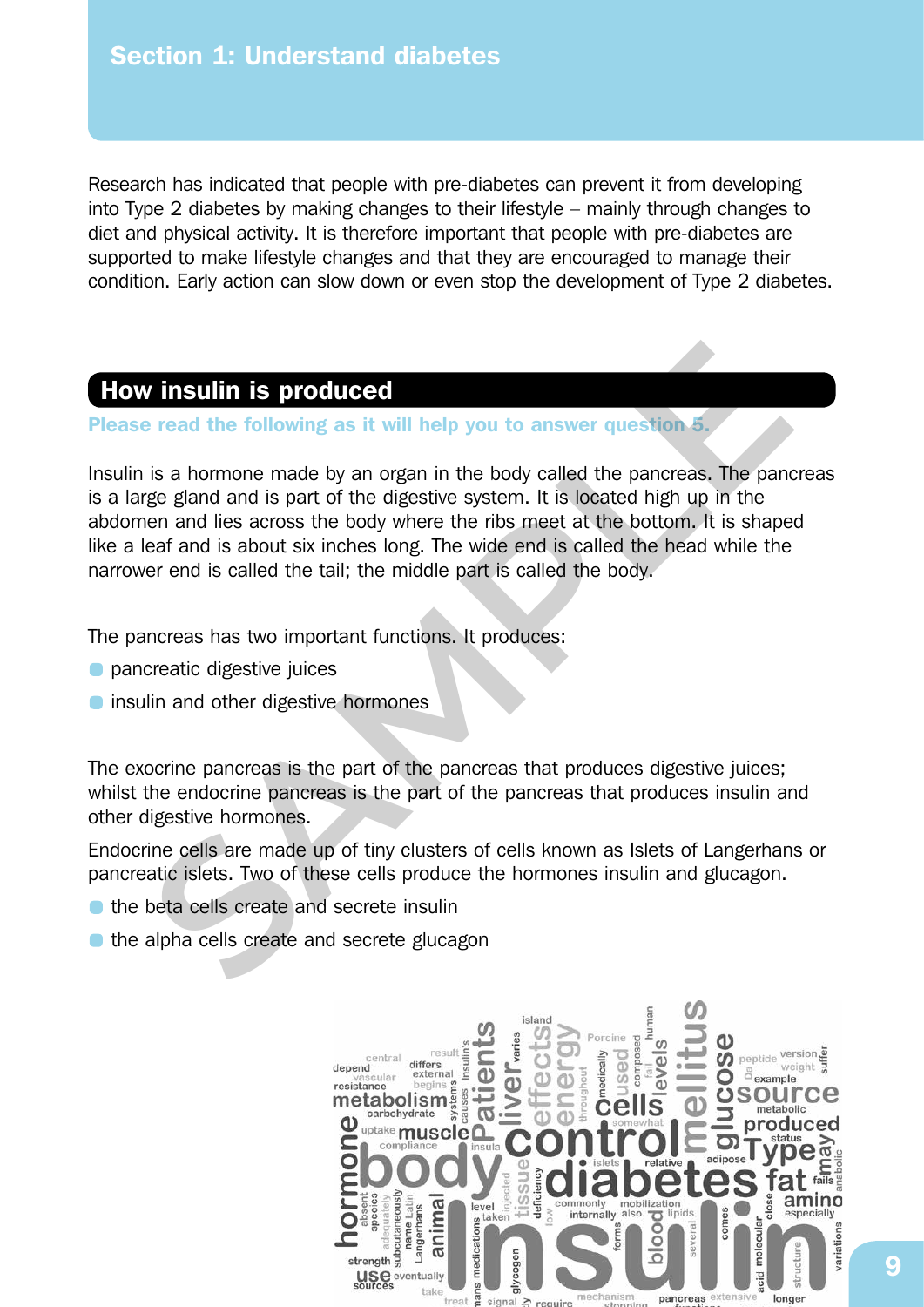## Section 1: Understand diabetes

Research has indicated that people with pre-diabetes can prevent it from developing into Type 2 diabetes by making changes to their lifestyle – mainly through changes to diet and physical activity. It is therefore important that people with pre-diabetes are supported to make lifestyle changes and that they are encouraged to manage their condition. Early action can slow down or even stop the development of Type 2 diabetes.

## How insulin is produced

**Please read the following as it will help you to answer question 5.**

Insulin is a hormone made by an organ in the body called the pancreas. The pancreas is a large gland and is part of the digestive system. It is located high up in the abdomen and lies across the body where the ribs meet at the bottom. It is shaped like a leaf and is about six inches long. The wide end is called the head while the narrower end is called the tail; the middle part is called the body.

The pancreas has two important functions. It produces:

- pancreatic digestive juices
- insulin and other digestive hormones

The exocrine pancreas is the part of the pancreas that produces digestive juices; whilst the endocrine pancreas is the part of the pancreas that produces insulin and other digestive hormones.

Endocrine cells are made up of tiny clusters of cells known as Islets of Langerhans or pancreatic islets. Two of these cells produce the hormones insulin and glucagon.

- the beta cells create and secrete insulin
- the alpha cells create and secrete glucagon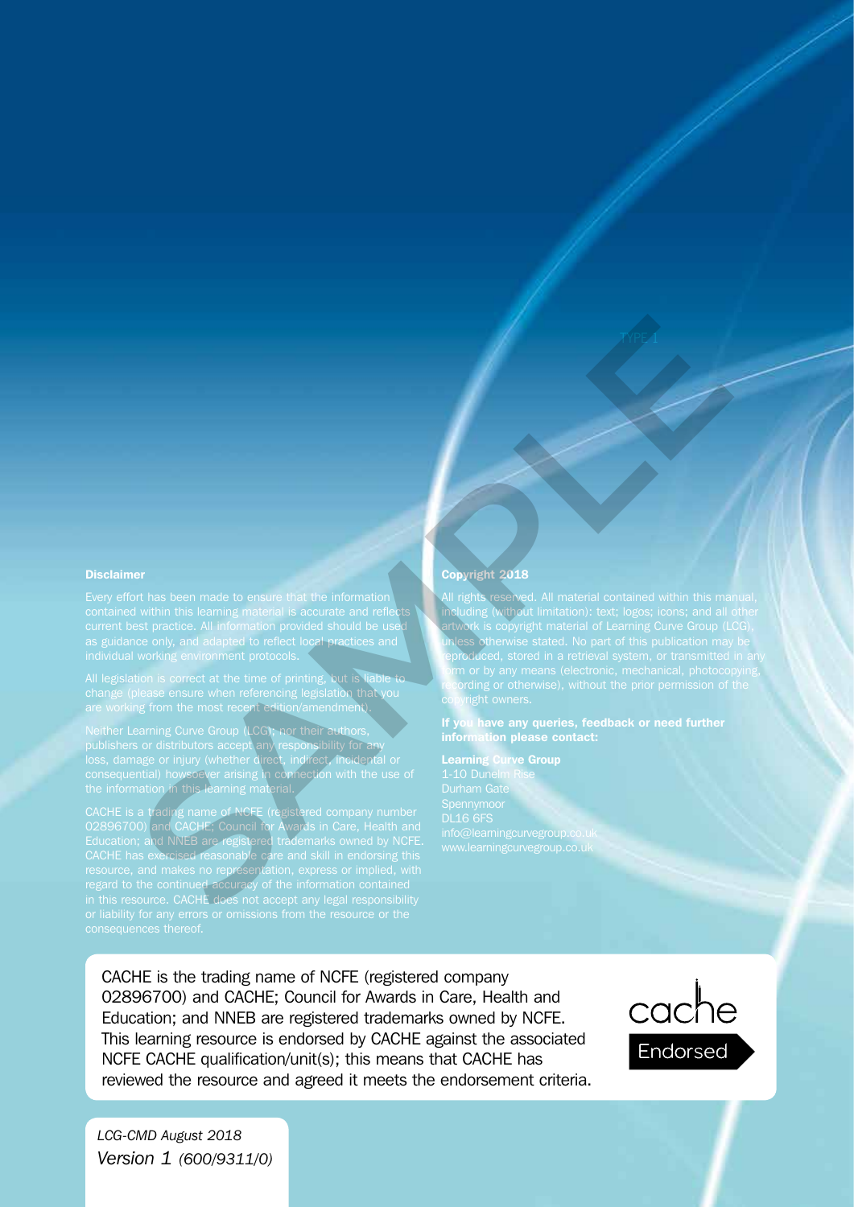**Disclaimer**

Every effort has been made to ensure that the information contained within this learning material is accurate and reflects current best practice. All information provided should be used as guidance only, and adapted to reflect local practices and individual working environment protocols.

All legislation is correct at the time of printing, but is liable to change (please ensure when referencing legislation that you are working from the most recent edition/amendment).

Neither Learning Curve Group (LCG); nor their authors, publishers or distributors accept any responsibility for any loss, damage or injury (whether direct, indirect, incidental or consequential) howsoever arising in connection with the use of the information in this learning material.

CACHE is a trading name of NCFE (registered company number 02896700) and CACHE; Council for Awards in Care, Health and Education; and NNEB are registered trademarks owned by NCFE. CACHE has exercised reasonable care and skill in endorsing this resource, and makes no representation, express or implied, with regard to the continued accuracy of the information contained in this resource. CACHE does not accept any legal responsibility or liability for any errors or omissions from the resource or the consequences thereof.

**Copyright 2018**

All rights reserved. All material contained within this manual, including (without limitation): text; logos; icons; and all other artwork is copyright material of Learning Curve Group (LCG), unless otherwise stated. No part of this publication may be reproduced, stored in a retrieval system, or transmitted in any form or by any means (electronic, mechanical, photocopying, recording or otherwise), without the prior permission of the copyright owners.

**If you have any queries, feedback or need further information please contact:**

**Learning Curve Group**
1-10 Dunelm Rise
Durham Gate
Spennymoor
DL16 6FS
info@learningcurvegroup.co.uk
www.learningcurvegroup.co.uk

CACHE is the trading name of NCFE (registered company 02896700) and CACHE; Council for Awards in Care, Health and Education; and NNEB are registered trademarks owned by NCFE. This learning resource is endorsed by CACHE against the associated NCFE CACHE qualification/unit(s); this means that CACHE has reviewed the resource and agreed it meets the endorsement criteria.

cache Endorsed

*LCG-CMD August 2018*
*Version 1 (600/9311/0)*